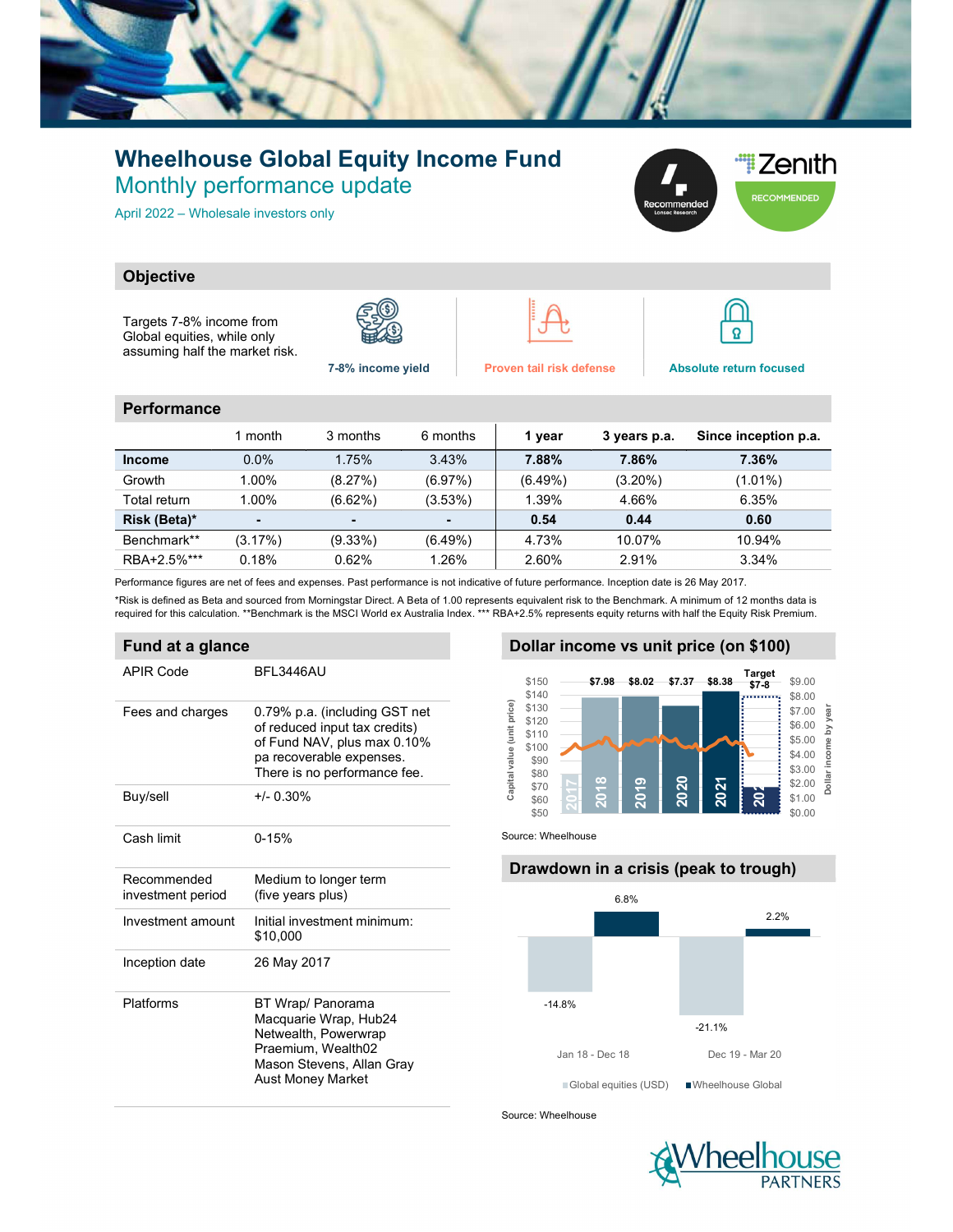# Wheelhouse Global Equity Income Fund

## Monthly performance update

April 2022 – Wholesale investors only

Recommended Lonsec Research

Zenith RECOMMENDED

## Objective

Targets 7-8% income from Global equities, while only assuming half the market risk.

7-8% income yield

Proven tail risk defense

Absolute return focused

## Performance

| | 1 month | 3 months | 6 months | 1 year | 3 years p.a. | Since inception p.a. |
|---|---|---|---|---|---|---|
| **Income** | 0.0% | 1.75% | 3.43% | **7.88%** | **7.86%** | **7.36%** |
| Growth | 1.00% | (8.27%) | (6.97%) | (6.49%) | (3.20%) | (1.01%) |
| Total return | 1.00% | (6.62%) | (3.53%) | 1.39% | 4.66% | 6.35% |
| **Risk (Beta)*** | - | - | - | **0.54** | **0.44** | **0.60** |
| Benchmark** | (3.17%) | (9.33%) | (6.49%) | 4.73% | 10.07% | 10.94% |
| RBA+2.5%*** | 0.18% | 0.62% | 1.26% | 2.60% | 2.91% | 3.34% |

Performance figures are net of fees and expenses. Past performance is not indicative of future performance. Inception date is 26 May 2017.

*Risk is defined as Beta and sourced from Morningstar Direct. A Beta of 1.00 represents equivalent risk to the Benchmark. A minimum of 12 months data is required for this calculation. **Benchmark is the MSCI World ex Australia Index. *** RBA+2.5% represents equity returns with half the Equity Risk Premium.

## Fund at a glance

| | |
|---|---|
| APIR Code | BFL3446AU |
| Fees and charges | 0.79% p.a. (including GST net of reduced input tax credits) of Fund NAV, plus max 0.10% pa recoverable expenses. There is no performance fee. |
| Buy/sell | +/- 0.30% |
| Cash limit | 0-15% |
| Recommended investment period | Medium to longer term (five years plus) |
| Investment amount | Initial investment minimum: $10,000 |
| Inception date | 26 May 2017 |
| Platforms | BT Wrap/ Panorama<br>Macquarie Wrap, Hub24<br>Netwealth, Powerwrap<br>Praemium, Wealth02<br>Mason Stevens, Allan Gray<br>Aust Money Market |

## Dollar income vs unit price (on $100)

$7.98 $8.02 $7.37 $8.38 Target $7-8

Capital value (unit price): $150 $140 $130 $120 $110 $100 $90 $80 $70 $60 $50

Dollar income by year: $9.00 $8.00 $7.00 $6.00 $5.00 $4.00 $3.00 $2.00 $1.00 $0.00

2017 2018 2019 2020 2021 2022

Source: Wheelhouse

## Drawdown in a crisis (peak to trough)

Jan 18 - Dec 18: -14.8% 6.8%

Dec 19 - Mar 20: -21.1% 2.2%

Global equities (USD) Wheelhouse Global

Source: Wheelhouse

Wheelhouse PARTNERS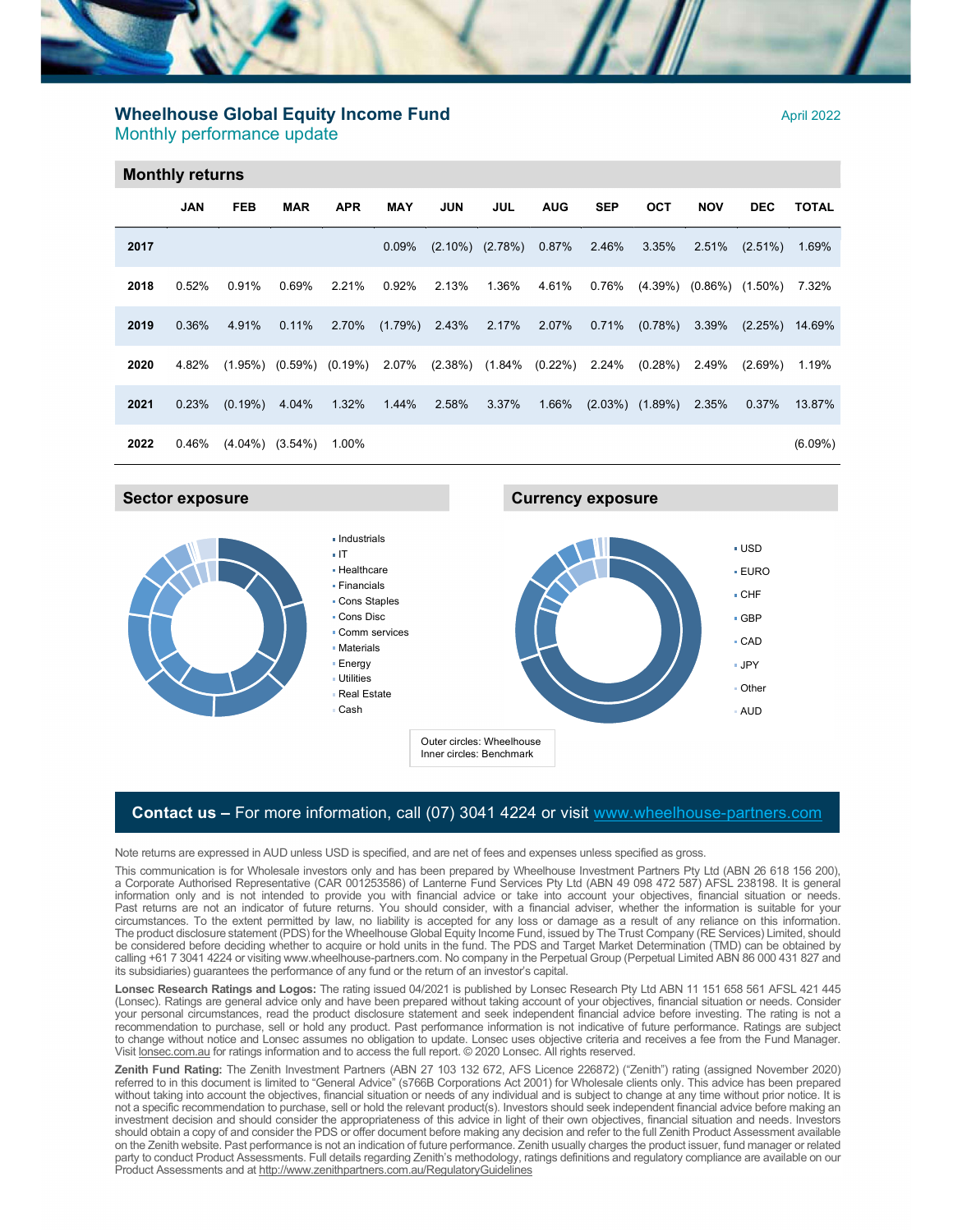# Wheelhouse Global Equity Income Fund

## Monthly performance update

April 2022

### Monthly returns

| | JAN | FEB | MAR | APR | MAY | JUN | JUL | AUG | SEP | OCT | NOV | DEC | TOTAL |
|---|---|---|---|---|---|---|---|---|---|---|---|---|---|
| 2017 | | | | | 0.09% | (2.10%) | (2.78%) | 0.87% | 2.46% | 3.35% | 2.51% | (2.51%) | 1.69% |
| 2018 | 0.52% | 0.91% | 0.69% | 2.21% | 0.92% | 2.13% | 1.36% | 4.61% | 0.76% | (4.39%) | (0.86%) | (1.50%) | 7.32% |
| 2019 | 0.36% | 4.91% | 0.11% | 2.70% | (1.79%) | 2.43% | 2.17% | 2.07% | 0.71% | (0.78%) | 3.39% | (2.25%) | 14.69% |
| 2020 | 4.82% | (1.95%) | (0.59%) | (0.19%) | 2.07% | (2.38%) | (1.84% | (0.22%) | 2.24% | (0.28%) | 2.49% | (2.69%) | 1.19% |
| 2021 | 0.23% | (0.19%) | 4.04% | 1.32% | 1.44% | 2.58% | 3.37% | 1.66% | (2.03%) | (1.89%) | 2.35% | 0.37% | 13.87% |
| 2022 | 0.46% | (4.04%) | (3.54%) | 1.00% | | | | | | | | | (6.09%) |

### Sector exposure

Industrials
IT
Healthcare
Financials
Cons Staples
Cons Disc
Comm services
Materials
Energy
Utilities
Real Estate
Cash

### Currency exposure

USD
EURO
CHF
GBP
CAD
JPY
Other
AUD

Outer circles: Wheelhouse
Inner circles: Benchmark

**Contact us** – For more information, call (07) 3041 4224 or visit www.wheelhouse-partners.com

Note returns are expressed in AUD unless USD is specified, and are net of fees and expenses unless specified as gross.

This communication is for Wholesale investors only and has been prepared by Wheelhouse Investment Partners Pty Ltd (ABN 26 618 156 200), a Corporate Authorised Representative (CAR 001253586) of Lanterne Fund Services Pty Ltd (ABN 49 098 472 587) AFSL 238198. It is general information only and is not intended to provide you with financial advice or take into account your objectives, financial situation or needs. Past returns are not an indicator of future returns. You should consider, with a financial adviser, whether the information is suitable for your circumstances. To the extent permitted by law, no liability is accepted for any loss or damage as a result of any reliance on this information. The product disclosure statement (PDS) for the Wheelhouse Global Equity Income Fund, issued by The Trust Company (RE Services) Limited, should be considered before deciding whether to acquire or hold units in the fund. The PDS and Target Market Determination (TMD) can be obtained by calling +61 7 3041 4224 or visiting www.wheelhouse-partners.com. No company in the Perpetual Group (Perpetual Limited ABN 86 000 431 827 and its subsidiaries) guarantees the performance of any fund or the return of an investor's capital.

**Lonsec Research Ratings and Logos:** The rating issued 04/2021 is published by Lonsec Research Pty Ltd ABN 11 151 658 561 AFSL 421 445 (Lonsec). Ratings are general advice only and have been prepared without taking account of your objectives, financial situation or needs. Consider your personal circumstances, read the product disclosure statement and seek independent financial advice before investing. The rating is not a recommendation to purchase, sell or hold any product. Past performance information is not indicative of future performance. Ratings are subject to change without notice and Lonsec assumes no obligation to update. Lonsec uses objective criteria and receives a fee from the Fund Manager. Visit lonsec.com.au for ratings information and to access the full report. © 2020 Lonsec. All rights reserved.

**Zenith Fund Rating:** The Zenith Investment Partners (ABN 27 103 132 672, AFS Licence 226872) ("Zenith") rating (assigned November 2020) referred to in this document is limited to "General Advice" (s766B Corporations Act 2001) for Wholesale clients only. This advice has been prepared without taking into account the objectives, financial situation or needs of any individual and is subject to change at any time without prior notice. It is not a specific recommendation to purchase, sell or hold the relevant product(s). Investors should seek independent financial advice before making an investment decision and should consider the appropriateness of this advice in light of their own objectives, financial situation and needs. Investors should obtain a copy of and consider the PDS or offer document before making any decision and refer to the full Zenith Product Assessment available on the Zenith website. Past performance is not an indication of future performance. Zenith usually charges the product issuer, fund manager or related party to conduct Product Assessments. Full details regarding Zenith's methodology, ratings definitions and regulatory compliance are available on our Product Assessments and at http://www.zenithpartners.com.au/RegulatoryGuidelines